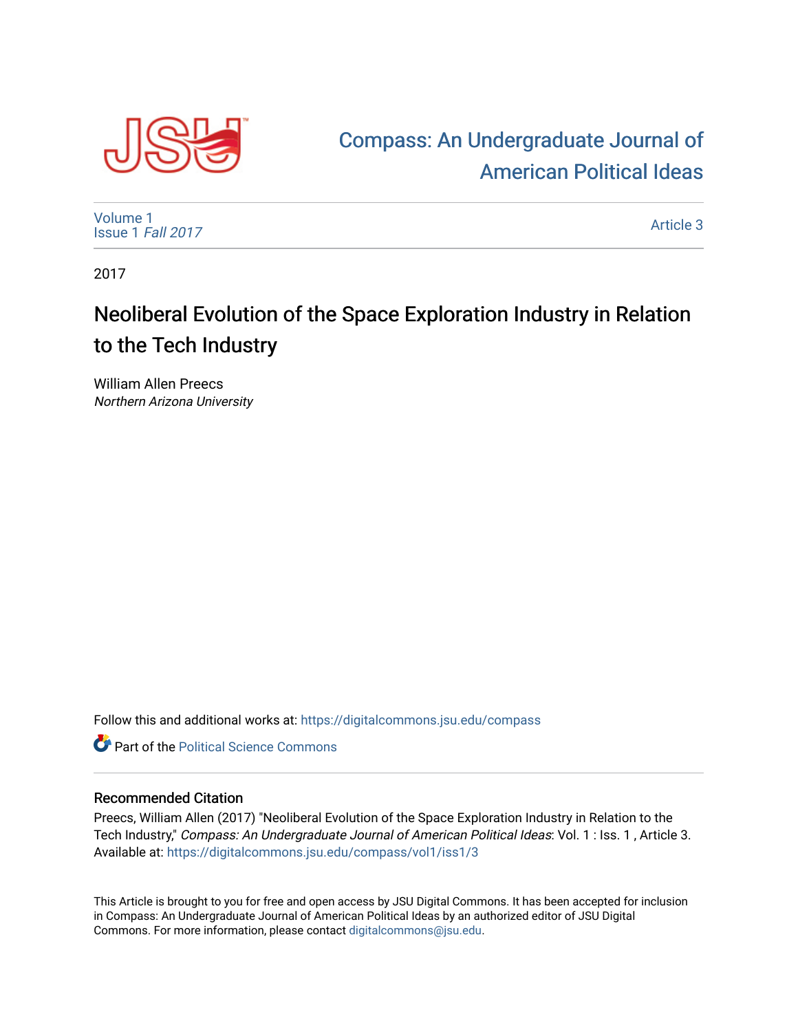Compass: An Undergraduate Journal of American Political Ideas

Volume 1
Issue 1 *Fall 2017*

Article 3

2017

# Neoliberal Evolution of the Space Exploration Industry in Relation to the Tech Industry

William Allen Preecs
*Northern Arizona University*

Follow this and additional works at: https://digitalcommons.jsu.edu/compass

Part of the Political Science Commons

### Recommended Citation

Preecs, William Allen (2017) "Neoliberal Evolution of the Space Exploration Industry in Relation to the Tech Industry," *Compass: An Undergraduate Journal of American Political Ideas*: Vol. 1 : Iss. 1 , Article 3.
Available at: https://digitalcommons.jsu.edu/compass/vol1/iss1/3

This Article is brought to you for free and open access by JSU Digital Commons. It has been accepted for inclusion in Compass: An Undergraduate Journal of American Political Ideas by an authorized editor of JSU Digital Commons. For more information, please contact digitalcommons@jsu.edu.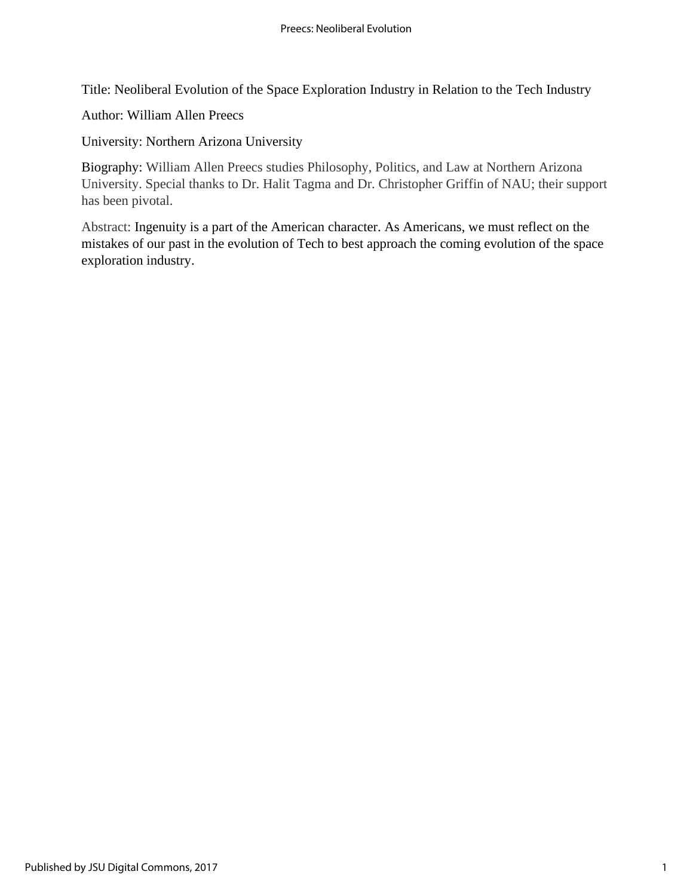Title: Neoliberal Evolution of the Space Exploration Industry in Relation to the Tech Industry

Author: William Allen Preecs

University: Northern Arizona University

Biography: William Allen Preecs studies Philosophy, Politics, and Law at Northern Arizona University. Special thanks to Dr. Halit Tagma and Dr. Christopher Griffin of NAU; their support has been pivotal.

Abstract: Ingenuity is a part of the American character. As Americans, we must reflect on the mistakes of our past in the evolution of Tech to best approach the coming evolution of the space exploration industry.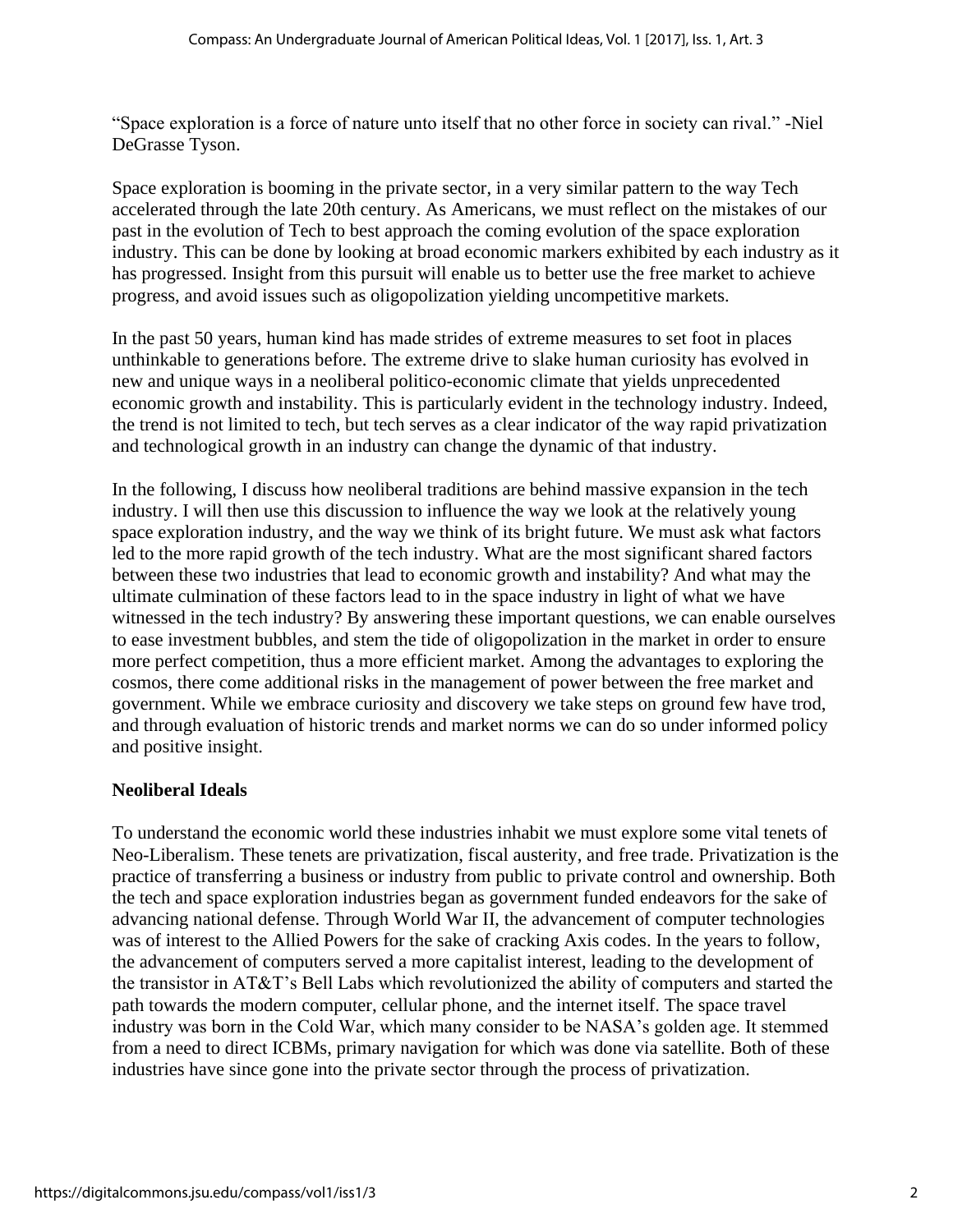"Space exploration is a force of nature unto itself that no other force in society can rival." -Niel DeGrasse Tyson.

Space exploration is booming in the private sector, in a very similar pattern to the way Tech accelerated through the late 20th century. As Americans, we must reflect on the mistakes of our past in the evolution of Tech to best approach the coming evolution of the space exploration industry. This can be done by looking at broad economic markers exhibited by each industry as it has progressed. Insight from this pursuit will enable us to better use the free market to achieve progress, and avoid issues such as oligopolization yielding uncompetitive markets.

In the past 50 years, human kind has made strides of extreme measures to set foot in places unthinkable to generations before. The extreme drive to slake human curiosity has evolved in new and unique ways in a neoliberal politico-economic climate that yields unprecedented economic growth and instability. This is particularly evident in the technology industry. Indeed, the trend is not limited to tech, but tech serves as a clear indicator of the way rapid privatization and technological growth in an industry can change the dynamic of that industry.

In the following, I discuss how neoliberal traditions are behind massive expansion in the tech industry. I will then use this discussion to influence the way we look at the relatively young space exploration industry, and the way we think of its bright future. We must ask what factors led to the more rapid growth of the tech industry. What are the most significant shared factors between these two industries that lead to economic growth and instability? And what may the ultimate culmination of these factors lead to in the space industry in light of what we have witnessed in the tech industry? By answering these important questions, we can enable ourselves to ease investment bubbles, and stem the tide of oligopolization in the market in order to ensure more perfect competition, thus a more efficient market. Among the advantages to exploring the cosmos, there come additional risks in the management of power between the free market and government. While we embrace curiosity and discovery we take steps on ground few have trod, and through evaluation of historic trends and market norms we can do so under informed policy and positive insight.

**Neoliberal Ideals**

To understand the economic world these industries inhabit we must explore some vital tenets of Neo-Liberalism. These tenets are privatization, fiscal austerity, and free trade. Privatization is the practice of transferring a business or industry from public to private control and ownership. Both the tech and space exploration industries began as government funded endeavors for the sake of advancing national defense. Through World War II, the advancement of computer technologies was of interest to the Allied Powers for the sake of cracking Axis codes. In the years to follow, the advancement of computers served a more capitalist interest, leading to the development of the transistor in AT&T's Bell Labs which revolutionized the ability of computers and started the path towards the modern computer, cellular phone, and the internet itself. The space travel industry was born in the Cold War, which many consider to be NASA's golden age. It stemmed from a need to direct ICBMs, primary navigation for which was done via satellite. Both of these industries have since gone into the private sector through the process of privatization.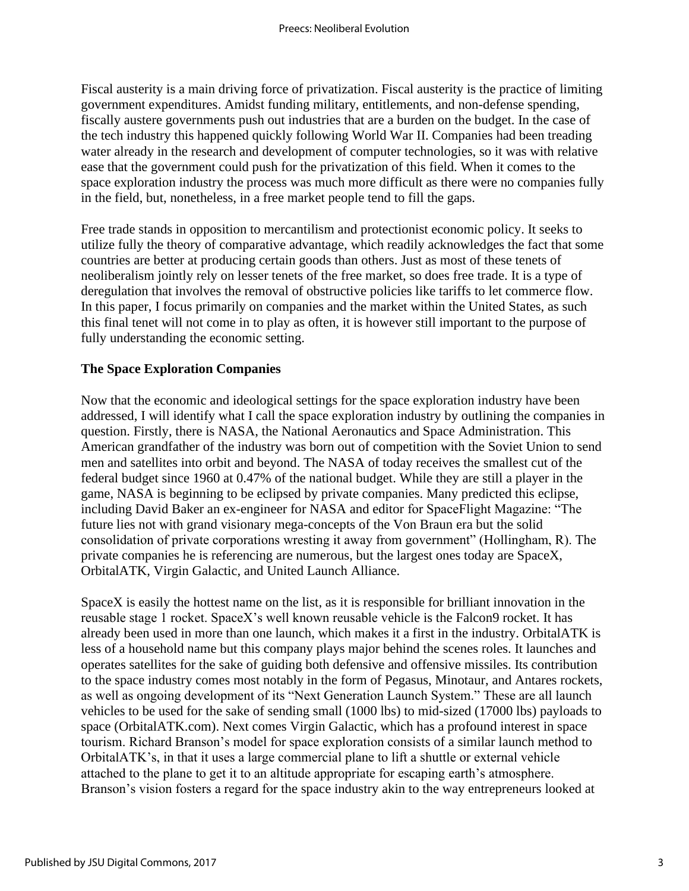Fiscal austerity is a main driving force of privatization. Fiscal austerity is the practice of limiting government expenditures. Amidst funding military, entitlements, and non-defense spending, fiscally austere governments push out industries that are a burden on the budget. In the case of the tech industry this happened quickly following World War II. Companies had been treading water already in the research and development of computer technologies, so it was with relative ease that the government could push for the privatization of this field. When it comes to the space exploration industry the process was much more difficult as there were no companies fully in the field, but, nonetheless, in a free market people tend to fill the gaps.

Free trade stands in opposition to mercantilism and protectionist economic policy. It seeks to utilize fully the theory of comparative advantage, which readily acknowledges the fact that some countries are better at producing certain goods than others. Just as most of these tenets of neoliberalism jointly rely on lesser tenets of the free market, so does free trade. It is a type of deregulation that involves the removal of obstructive policies like tariffs to let commerce flow. In this paper, I focus primarily on companies and the market within the United States, as such this final tenet will not come in to play as often, it is however still important to the purpose of fully understanding the economic setting.

### The Space Exploration Companies

Now that the economic and ideological settings for the space exploration industry have been addressed, I will identify what I call the space exploration industry by outlining the companies in question. Firstly, there is NASA, the National Aeronautics and Space Administration. This American grandfather of the industry was born out of competition with the Soviet Union to send men and satellites into orbit and beyond. The NASA of today receives the smallest cut of the federal budget since 1960 at 0.47% of the national budget. While they are still a player in the game, NASA is beginning to be eclipsed by private companies. Many predicted this eclipse, including David Baker an ex-engineer for NASA and editor for SpaceFlight Magazine: "The future lies not with grand visionary mega-concepts of the Von Braun era but the solid consolidation of private corporations wresting it away from government" (Hollingham, R). The private companies he is referencing are numerous, but the largest ones today are SpaceX, OrbitalATK, Virgin Galactic, and United Launch Alliance.

SpaceX is easily the hottest name on the list, as it is responsible for brilliant innovation in the reusable stage 1 rocket. SpaceX's well known reusable vehicle is the Falcon9 rocket. It has already been used in more than one launch, which makes it a first in the industry. OrbitalATK is less of a household name but this company plays major behind the scenes roles. It launches and operates satellites for the sake of guiding both defensive and offensive missiles. Its contribution to the space industry comes most notably in the form of Pegasus, Minotaur, and Antares rockets, as well as ongoing development of its "Next Generation Launch System." These are all launch vehicles to be used for the sake of sending small (1000 lbs) to mid-sized (17000 lbs) payloads to space (OrbitalATK.com). Next comes Virgin Galactic, which has a profound interest in space tourism. Richard Branson's model for space exploration consists of a similar launch method to OrbitalATK's, in that it uses a large commercial plane to lift a shuttle or external vehicle attached to the plane to get it to an altitude appropriate for escaping earth's atmosphere. Branson's vision fosters a regard for the space industry akin to the way entrepreneurs looked at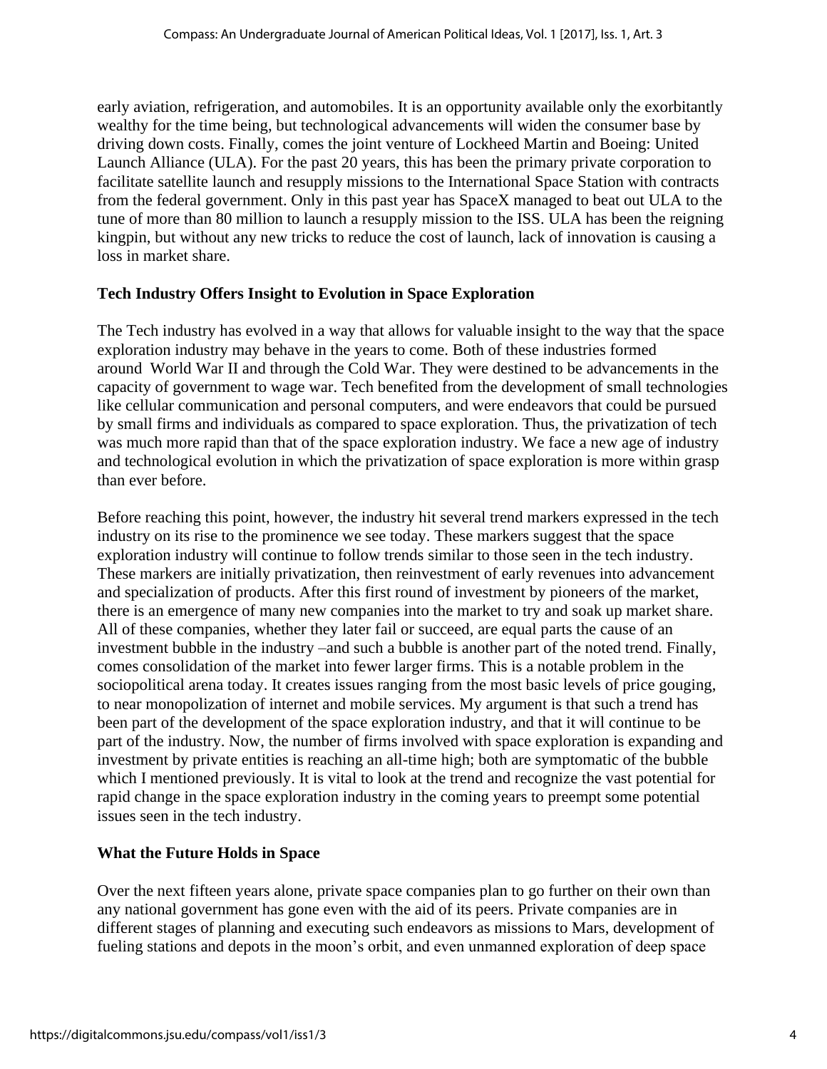early aviation, refrigeration, and automobiles. It is an opportunity available only the exorbitantly wealthy for the time being, but technological advancements will widen the consumer base by driving down costs. Finally, comes the joint venture of Lockheed Martin and Boeing: United Launch Alliance (ULA). For the past 20 years, this has been the primary private corporation to facilitate satellite launch and resupply missions to the International Space Station with contracts from the federal government. Only in this past year has SpaceX managed to beat out ULA to the tune of more than 80 million to launch a resupply mission to the ISS. ULA has been the reigning kingpin, but without any new tricks to reduce the cost of launch, lack of innovation is causing a loss in market share.

**Tech Industry Offers Insight to Evolution in Space Exploration**

The Tech industry has evolved in a way that allows for valuable insight to the way that the space exploration industry may behave in the years to come. Both of these industries formed around World War II and through the Cold War. They were destined to be advancements in the capacity of government to wage war. Tech benefited from the development of small technologies like cellular communication and personal computers, and were endeavors that could be pursued by small firms and individuals as compared to space exploration. Thus, the privatization of tech was much more rapid than that of the space exploration industry. We face a new age of industry and technological evolution in which the privatization of space exploration is more within grasp than ever before.

Before reaching this point, however, the industry hit several trend markers expressed in the tech industry on its rise to the prominence we see today. These markers suggest that the space exploration industry will continue to follow trends similar to those seen in the tech industry. These markers are initially privatization, then reinvestment of early revenues into advancement and specialization of products. After this first round of investment by pioneers of the market, there is an emergence of many new companies into the market to try and soak up market share. All of these companies, whether they later fail or succeed, are equal parts the cause of an investment bubble in the industry –and such a bubble is another part of the noted trend. Finally, comes consolidation of the market into fewer larger firms. This is a notable problem in the sociopolitical arena today. It creates issues ranging from the most basic levels of price gouging, to near monopolization of internet and mobile services. My argument is that such a trend has been part of the development of the space exploration industry, and that it will continue to be part of the industry. Now, the number of firms involved with space exploration is expanding and investment by private entities is reaching an all-time high; both are symptomatic of the bubble which I mentioned previously. It is vital to look at the trend and recognize the vast potential for rapid change in the space exploration industry in the coming years to preempt some potential issues seen in the tech industry.

**What the Future Holds in Space**

Over the next fifteen years alone, private space companies plan to go further on their own than any national government has gone even with the aid of its peers. Private companies are in different stages of planning and executing such endeavors as missions to Mars, development of fueling stations and depots in the moon's orbit, and even unmanned exploration of deep space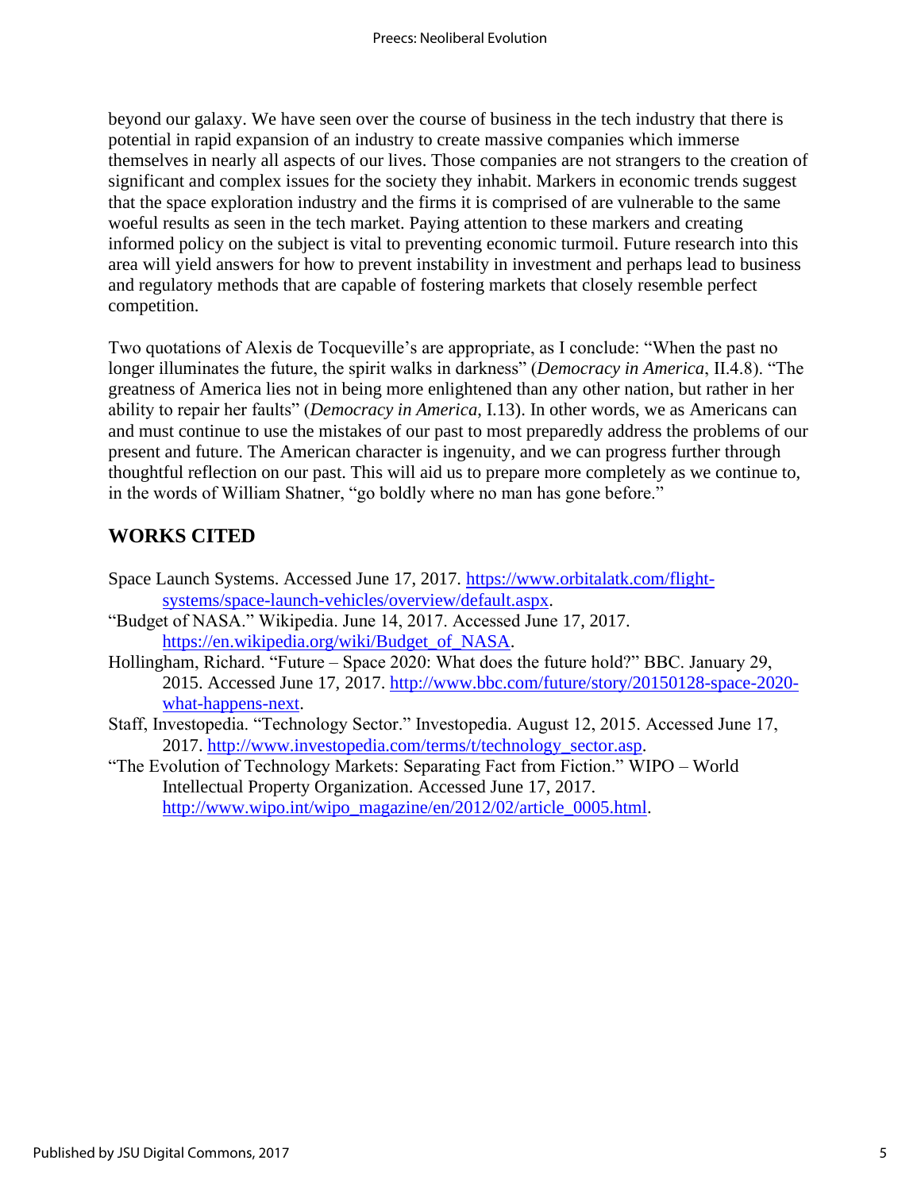beyond our galaxy. We have seen over the course of business in the tech industry that there is potential in rapid expansion of an industry to create massive companies which immerse themselves in nearly all aspects of our lives. Those companies are not strangers to the creation of significant and complex issues for the society they inhabit. Markers in economic trends suggest that the space exploration industry and the firms it is comprised of are vulnerable to the same woeful results as seen in the tech market. Paying attention to these markers and creating informed policy on the subject is vital to preventing economic turmoil. Future research into this area will yield answers for how to prevent instability in investment and perhaps lead to business and regulatory methods that are capable of fostering markets that closely resemble perfect competition.

Two quotations of Alexis de Tocqueville's are appropriate, as I conclude: "When the past no longer illuminates the future, the spirit walks in darkness" (*Democracy in America*, II.4.8). "The greatness of America lies not in being more enlightened than any other nation, but rather in her ability to repair her faults" (*Democracy in America*, I.13). In other words, we as Americans can and must continue to use the mistakes of our past to most preparedly address the problems of our present and future. The American character is ingenuity, and we can progress further through thoughtful reflection on our past. This will aid us to prepare more completely as we continue to, in the words of William Shatner, "go boldly where no man has gone before."

## WORKS CITED

Space Launch Systems. Accessed June 17, 2017. https://www.orbitalatk.com/flight-systems/space-launch-vehicles/overview/default.aspx.

"Budget of NASA." Wikipedia. June 14, 2017. Accessed June 17, 2017. https://en.wikipedia.org/wiki/Budget_of_NASA.

Hollingham, Richard. "Future – Space 2020: What does the future hold?" BBC. January 29, 2015. Accessed June 17, 2017. http://www.bbc.com/future/story/20150128-space-2020-what-happens-next.

Staff, Investopedia. "Technology Sector." Investopedia. August 12, 2015. Accessed June 17, 2017. http://www.investopedia.com/terms/t/technology_sector.asp.

"The Evolution of Technology Markets: Separating Fact from Fiction." WIPO – World Intellectual Property Organization. Accessed June 17, 2017. http://www.wipo.int/wipo_magazine/en/2012/02/article_0005.html.